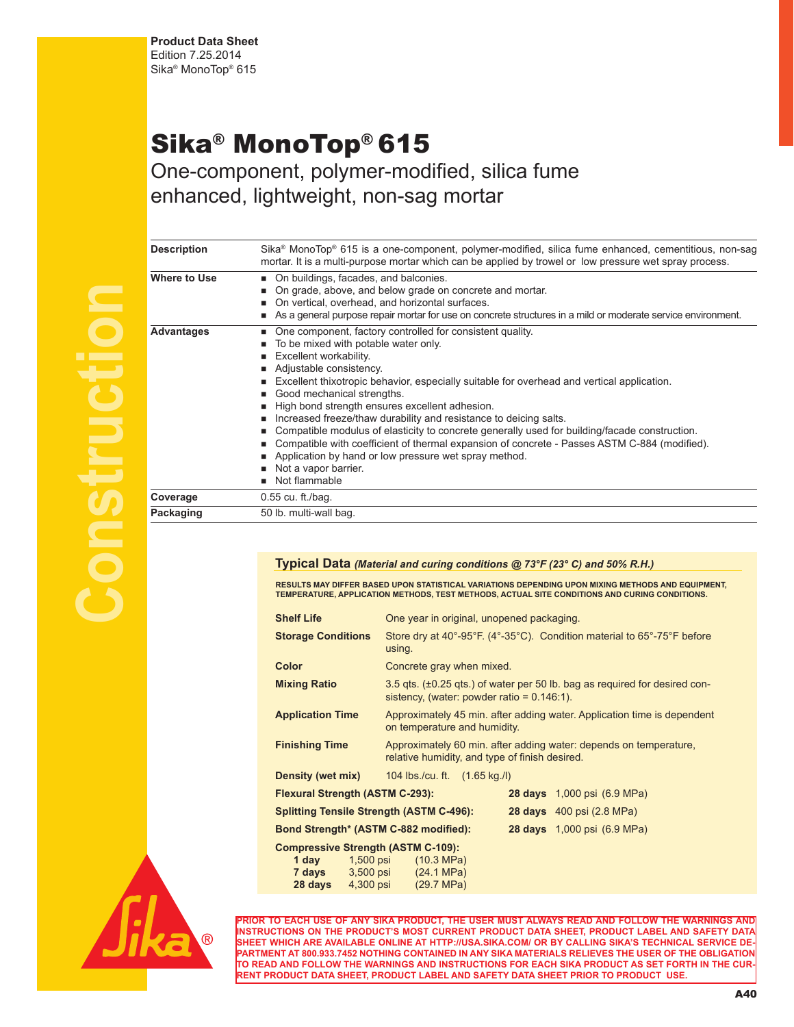Product Data Sheet
Edition 7.25.2014
Sika® MonoTop® 615

# Sika® MonoTop® 615

## One-component, polymer-modified, silica fume enhanced, lightweight, non-sag mortar

| | |
|---|---|
| **Description** | Sika® MonoTop® 615 is a one-component, polymer-modified, silica fume enhanced, cementitious, non-sag mortar. It is a multi-purpose mortar which can be applied by trowel or low pressure wet spray process. |
| **Where to Use** | ■ On buildings, facades, and balconies.<br>■ On grade, above, and below grade on concrete and mortar.<br>■ On vertical, overhead, and horizontal surfaces.<br>■ As a general purpose repair mortar for use on concrete structures in a mild or moderate service environment. |
| **Advantages** | ■ One component, factory controlled for consistent quality.<br>■ To be mixed with potable water only.<br>■ Excellent workability.<br>■ Adjustable consistency.<br>■ Excellent thixotropic behavior, especially suitable for overhead and vertical application.<br>■ Good mechanical strengths.<br>■ High bond strength ensures excellent adhesion.<br>■ Increased freeze/thaw durability and resistance to deicing salts.<br>■ Compatible modulus of elasticity to concrete generally used for building/facade construction.<br>■ Compatible with coefficient of thermal expansion of concrete - Passes ASTM C-884 (modified).<br>■ Application by hand or low pressure wet spray method.<br>■ Not a vapor barrier.<br>■ Not flammable |
| **Coverage** | 0.55 cu. ft./bag. |
| **Packaging** | 50 lb. multi-wall bag. |

### Typical Data *(Material and curing conditions @ 73°F (23° C) and 50% R.H.)*

**RESULTS MAY DIFFER BASED UPON STATISTICAL VARIATIONS DEPENDING UPON MIXING METHODS AND EQUIPMENT, TEMPERATURE, APPLICATION METHODS, TEST METHODS, ACTUAL SITE CONDITIONS AND CURING CONDITIONS.**

| | |
|---|---|
| **Shelf Life** | One year in original, unopened packaging. |
| **Storage Conditions** | Store dry at 40°-95°F. (4°-35°C). Condition material to 65°-75°F before using. |
| **Color** | Concrete gray when mixed. |
| **Mixing Ratio** | 3.5 qts. (±0.25 qts.) of water per 50 lb. bag as required for desired consistency, (water: powder ratio = 0.146:1). |
| **Application Time** | Approximately 45 min. after adding water. Application time is dependent on temperature and humidity. |
| **Finishing Time** | Approximately 60 min. after adding water: depends on temperature, relative humidity, and type of finish desired. |
| **Density (wet mix)** | 104 lbs./cu. ft. (1.65 kg./l) |

| Property | Age | Value |
|---|---|---|
| **Flexural Strength (ASTM C-293):** | **28 days** | 1,000 psi (6.9 MPa) |
| **Splitting Tensile Strength (ASTM C-496):** | **28 days** | 400 psi (2.8 MPa) |
| **Bond Strength* (ASTM C-882 modified):** | **28 days** | 1,000 psi (6.9 MPa) |

**Compressive Strength (ASTM C-109):**

| Age | psi | MPa |
|---|---|---|
| **1 day** | 1,500 psi | (10.3 MPa) |
| **7 days** | 3,500 psi | (24.1 MPa) |
| **28 days** | 4,300 psi | (29.7 MPa) |

**PRIOR TO EACH USE OF ANY SIKA PRODUCT, THE USER MUST ALWAYS READ AND FOLLOW THE WARNINGS AND INSTRUCTIONS ON THE PRODUCT'S MOST CURRENT PRODUCT DATA SHEET, PRODUCT LABEL AND SAFETY DATA SHEET WHICH ARE AVAILABLE ONLINE AT HTTP://USA.SIKA.COM/ OR BY CALLING SIKA'S TECHNICAL SERVICE DEPARTMENT AT 800.933.7452 NOTHING CONTAINED IN ANY SIKA MATERIALS RELIEVES THE USER OF THE OBLIGATION TO READ AND FOLLOW THE WARNINGS AND INSTRUCTIONS FOR EACH SIKA PRODUCT AS SET FORTH IN THE CURRENT PRODUCT DATA SHEET, PRODUCT LABEL AND SAFETY DATA SHEET PRIOR TO PRODUCT USE.**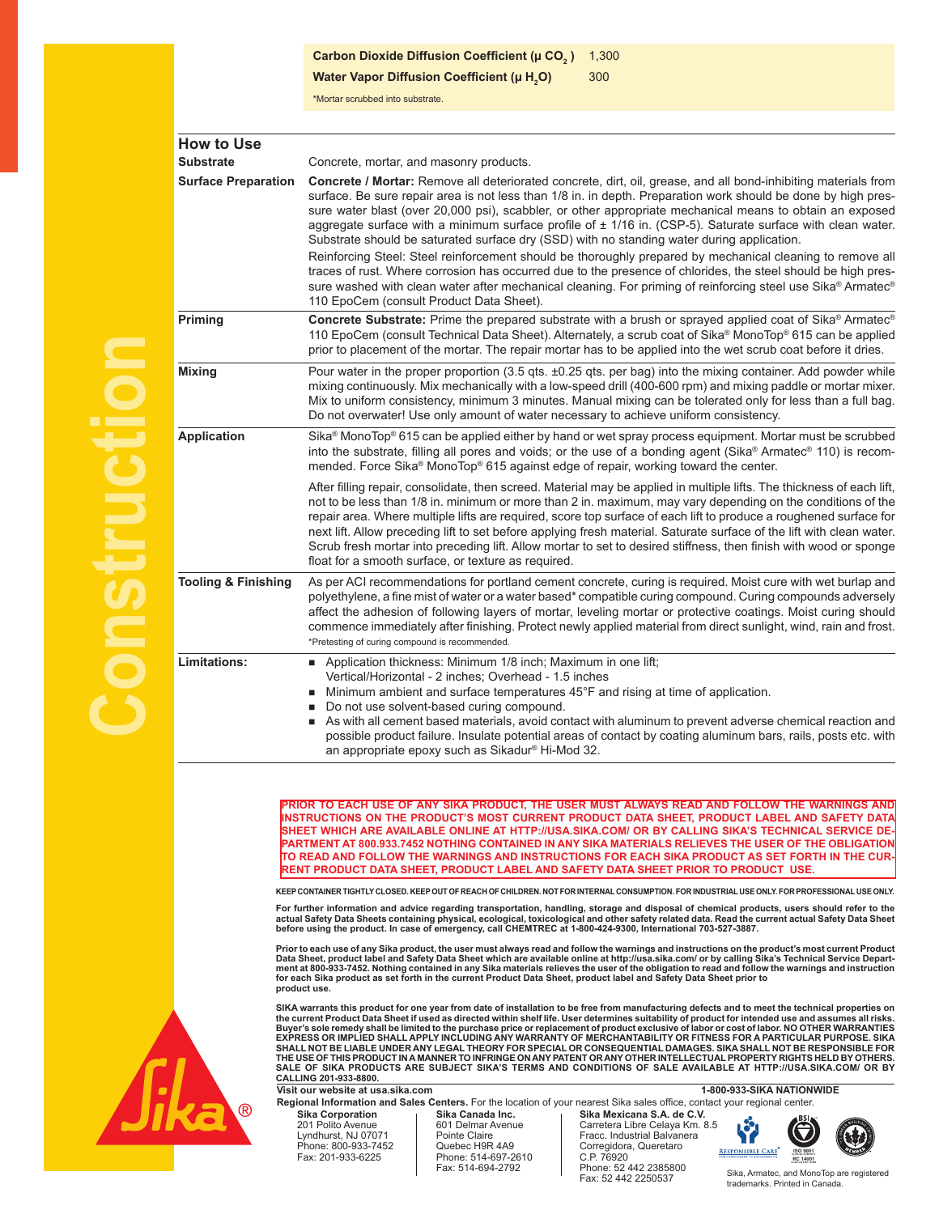| | |
|---|---|
| **Carbon Dioxide Diffusion Coefficient (μ $CO_2$)** | 1,300 |
| **Water Vapor Diffusion Coefficient (μ $H_2O$)** | 300 |

*Mortar scrubbed into substrate.

## How to Use

**Substrate**

Concrete, mortar, and masonry products.

**Surface Preparation**

**Concrete / Mortar:** Remove all deteriorated concrete, dirt, oil, grease, and all bond-inhibiting materials from surface. Be sure repair area is not less than 1/8 in. in depth. Preparation work should be done by high pressure water blast (over 20,000 psi), scabbler, or other appropriate mechanical means to obtain an exposed aggregate surface with a minimum surface profile of ± 1/16 in. (CSP-5). Saturate surface with clean water. Substrate should be saturated surface dry (SSD) with no standing water during application.

Reinforcing Steel: Steel reinforcement should be thoroughly prepared by mechanical cleaning to remove all traces of rust. Where corrosion has occurred due to the presence of chlorides, the steel should be high pressure washed with clean water after mechanical cleaning. For priming of reinforcing steel use Sika® Armatec® 110 EpoCem (consult Product Data Sheet).

**Priming**

**Concrete Substrate:** Prime the prepared substrate with a brush or sprayed applied coat of Sika® Armatec® 110 EpoCem (consult Technical Data Sheet). Alternately, a scrub coat of Sika® MonoTop® 615 can be applied prior to placement of the mortar. The repair mortar has to be applied into the wet scrub coat before it dries.

**Mixing**

Pour water in the proper proportion (3.5 qts. ±0.25 qts. per bag) into the mixing container. Add powder while mixing continuously. Mix mechanically with a low-speed drill (400-600 rpm) and mixing paddle or mortar mixer. Mix to uniform consistency, minimum 3 minutes. Manual mixing can be tolerated only for less than a full bag. Do not overwater! Use only amount of water necessary to achieve uniform consistency.

**Application**

Sika® MonoTop® 615 can be applied either by hand or wet spray process equipment. Mortar must be scrubbed into the substrate, filling all pores and voids; or the use of a bonding agent (Sika® Armatec® 110) is recommended. Force Sika® MonoTop® 615 against edge of repair, working toward the center.

After filling repair, consolidate, then screed. Material may be applied in multiple lifts. The thickness of each lift, not to be less than 1/8 in. minimum or more than 2 in. maximum, may vary depending on the conditions of the repair area. Where multiple lifts are required, score top surface of each lift to produce a roughened surface for next lift. Allow preceding lift to set before applying fresh material. Saturate surface of the lift with clean water. Scrub fresh mortar into preceding lift. Allow mortar to set to desired stiffness, then finish with wood or sponge float for a smooth surface, or texture as required.

**Tooling & Finishing**

As per ACI recommendations for portland cement concrete, curing is required. Moist cure with wet burlap and polyethylene, a fine mist of water or a water based* compatible curing compound. Curing compounds adversely affect the adhesion of following layers of mortar, leveling mortar or protective coatings. Moist curing should commence immediately after finishing. Protect newly applied material from direct sunlight, wind, rain and frost.

*Pretesting of curing compound is recommended.

**Limitations:**

- Application thickness: Minimum 1/8 inch; Maximum in one lift;
  Vertical/Horizontal - 2 inches; Overhead - 1.5 inches
- Minimum ambient and surface temperatures 45°F and rising at time of application.
- Do not use solvent-based curing compound.
- As with all cement based materials, avoid contact with aluminum to prevent adverse chemical reaction and possible product failure. Insulate potential areas of contact by coating aluminum bars, rails, posts etc. with an appropriate epoxy such as Sikadur® Hi-Mod 32.

**PRIOR TO EACH USE OF ANY SIKA PRODUCT, THE USER MUST ALWAYS READ AND FOLLOW THE WARNINGS AND INSTRUCTIONS ON THE PRODUCT'S MOST CURRENT PRODUCT DATA SHEET, PRODUCT LABEL AND SAFETY DATA SHEET WHICH ARE AVAILABLE ONLINE AT HTTP://USA.SIKA.COM/ OR BY CALLING SIKA'S TECHNICAL SERVICE DEPARTMENT AT 800.933.7452 NOTHING CONTAINED IN ANY SIKA MATERIALS RELIEVES THE USER OF THE OBLIGATION TO READ AND FOLLOW THE WARNINGS AND INSTRUCTIONS FOR EACH SIKA PRODUCT AS SET FORTH IN THE CURRENT PRODUCT DATA SHEET, PRODUCT LABEL AND SAFETY DATA SHEET PRIOR TO PRODUCT USE.**

**KEEP CONTAINER TIGHTLY CLOSED. KEEP OUT OF REACH OF CHILDREN. NOT FOR INTERNAL CONSUMPTION. FOR INDUSTRIAL USE ONLY. FOR PROFESSIONAL USE ONLY.**

**For further information and advice regarding transportation, handling, storage and disposal of chemical products, users should refer to the actual Safety Data Sheets containing physical, ecological, toxicological and other safety related data. Read the current actual Safety Data Sheet before using the product. In case of emergency, call CHEMTREC at 1-800-424-9300, International 703-527-3887.**

**Prior to each use of any Sika product, the user must always read and follow the warnings and instructions on the product's most current Product Data Sheet, product label and Safety Data Sheet which are available online at http://usa.sika.com/ or by calling Sika's Technical Service Department at 800-933-7452. Nothing contained in any Sika materials relieves the user of the obligation to read and follow the warnings and instruction for each Sika product as set forth in the current Product Data Sheet, product label and Safety Data Sheet prior to product use.**

**SIKA warrants this product for one year from date of installation to be free from manufacturing defects and to meet the technical properties on the current Product Data Sheet if used as directed within shelf life. User determines suitability of product for intended use and assumes all risks. Buyer's sole remedy shall be limited to the purchase price or replacement of product exclusive of labor or cost of labor. NO OTHER WARRANTIES EXPRESS OR IMPLIED SHALL APPLY INCLUDING ANY WARRANTY OF MERCHANTABILITY OR FITNESS FOR A PARTICULAR PURPOSE. SIKA SHALL NOT BE LIABLE UNDER ANY LEGAL THEORY FOR SPECIAL OR CONSEQUENTIAL DAMAGES. SIKA SHALL NOT BE RESPONSIBLE FOR THE USE OF THIS PRODUCT IN A MANNER TO INFRINGE ON ANY PATENT OR ANY OTHER INTELLECTUAL PROPERTY RIGHTS HELD BY OTHERS. SALE OF SIKA PRODUCTS ARE SUBJECT SIKA'S TERMS AND CONDITIONS OF SALE AVAILABLE AT HTTP://USA.SIKA.COM/ OR BY CALLING 201-933-8800.**

**Visit our website at usa.sika.com** **1-800-933-SIKA NATIONWIDE**

**Regional Information and Sales Centers.** For the location of your nearest Sika sales office, contact your regional center.

**Sika Corporation**
201 Polito Avenue
Lyndhurst, NJ 07071
Phone: 800-933-7452
Fax: 201-933-6225

**Sika Canada Inc.**
601 Delmar Avenue
Pointe Claire
Quebec H9R 4A9
Phone: 514-697-2610
Fax: 514-694-2792

**Sika Mexicana S.A. de C.V.**
Carretera Libre Celaya Km. 8.5
Fracc. Industrial Balvanera
Corregidora, Queretaro
C.P. 76920
Phone: 52 442 2385800
Fax: 52 442 2250537

Sika, Armatec, and MonoTop are registered trademarks. Printed in Canada.